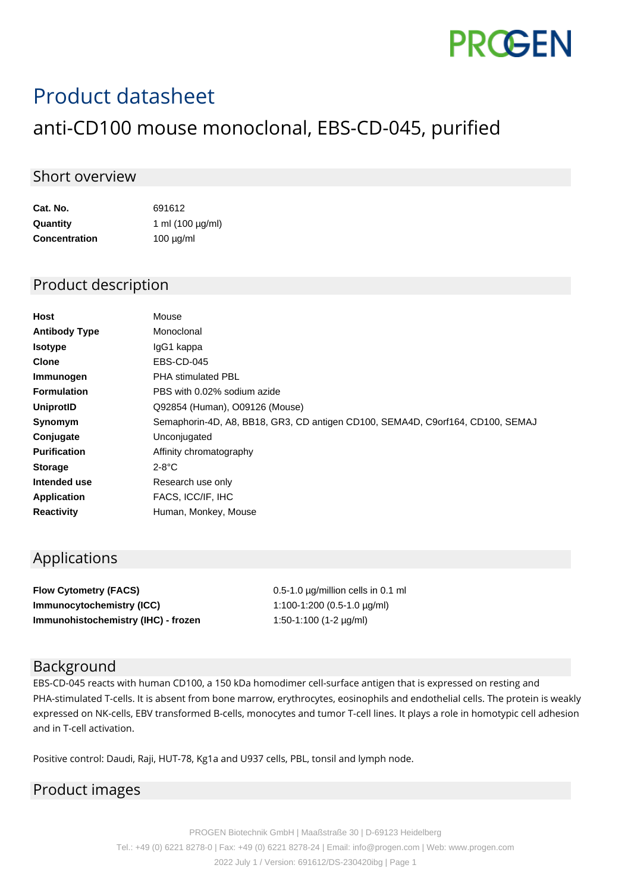# Product datasheet

## anti-CD100 mouse monoclonal, EBS-CD-045, purified

## Short overview

| | |
|---|---|
| **Cat. No.** | 691612 |
| **Quantity** | 1 ml (100 µg/ml) |
| **Concentration** | 100 µg/ml |

## Product description

| | |
|---|---|
| **Host** | Mouse |
| **Antibody Type** | Monoclonal |
| **Isotype** | IgG1 kappa |
| **Clone** | EBS-CD-045 |
| **Immunogen** | PHA stimulated PBL |
| **Formulation** | PBS with 0.02% sodium azide |
| **UniprotID** | Q92854 (Human), O09126 (Mouse) |
| **Synomym** | Semaphorin-4D, A8, BB18, GR3, CD antigen CD100, SEMA4D, C9orf164, CD100, SEMAJ |
| **Conjugate** | Unconjugated |
| **Purification** | Affinity chromatography |
| **Storage** | 2-8°C |
| **Intended use** | Research use only |
| **Application** | FACS, ICC/IF, IHC |
| **Reactivity** | Human, Monkey, Mouse |

## Applications

| | |
|---|---|
| **Flow Cytometry (FACS)** | 0.5-1.0 µg/million cells in 0.1 ml |
| **Immunocytochemistry (ICC)** | 1:100-1:200 (0.5-1.0 µg/ml) |
| **Immunohistochemistry (IHC) - frozen** | 1:50-1:100 (1-2 µg/ml) |

## Background

EBS-CD-045 reacts with human CD100, a 150 kDa homodimer cell-surface antigen that is expressed on resting and PHA-stimulated T-cells. It is absent from bone marrow, erythrocytes, eosinophils and endothelial cells. The protein is weakly expressed on NK-cells, EBV transformed B-cells, monocytes and tumor T-cell lines. It plays a role in homotypic cell adhesion and in T-cell activation.

Positive control: Daudi, Raji, HUT-78, Kg1a and U937 cells, PBL, tonsil and lymph node.

## Product images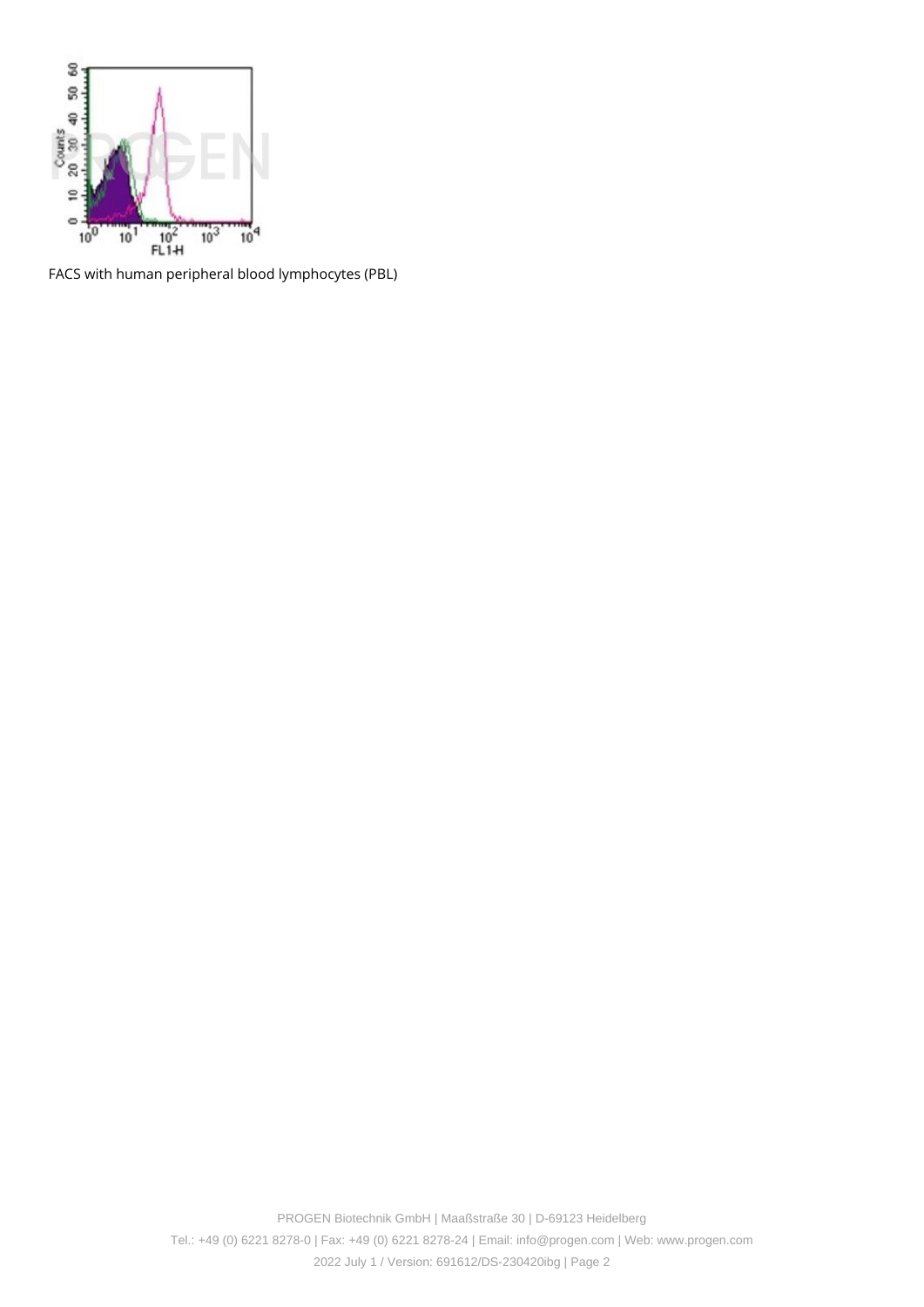Counts

0
10
20
30
40
50
60

$10^0$
$10^1$
$10^2$
$10^3$
$10^4$

FL1-H

FACS with human peripheral blood lymphocytes (PBL)

PROGEN Biotechnik GmbH | Maaßstraße 30 | D-69123 Heidelberg
Tel.: +49 (0) 6221 8278-0 | Fax: +49 (0) 6221 8278-24 | Email: info@progen.com | Web: www.progen.com
2022 July 1 / Version: 691612/DS-230420ibg